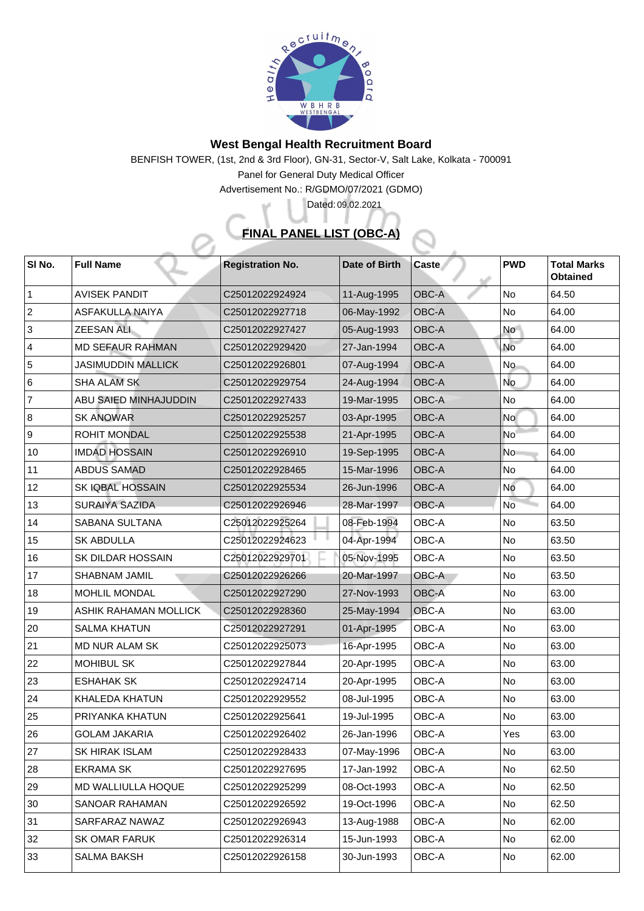## West Bengal Health Recruitment Board

BENFISH TOWER, (1st, 2nd & 3rd Floor), GN-31, Sector-V, Salt Lake, Kolkata - 700091

Panel for General Duty Medical Officer

Advertisement No.: R/GDMO/07/2021 (GDMO)

Dated: 09.02.2021

### FINAL PANEL LIST (OBC-A)

| Sl No. | Full Name | Registration No. | Date of Birth | Caste | PWD | Total Marks Obtained |
|---|---|---|---|---|---|---|
| 1 | AVISEK PANDIT | C25012022924924 | 11-Aug-1995 | OBC-A | No | 64.50 |
| 2 | ASFAKULLA NAIYA | C25012022927718 | 06-May-1992 | OBC-A | No | 64.00 |
| 3 | ZEESAN ALI | C25012022927427 | 05-Aug-1993 | OBC-A | No | 64.00 |
| 4 | MD SEFAUR RAHMAN | C25012022929420 | 27-Jan-1994 | OBC-A | No | 64.00 |
| 5 | JASIMUDDIN MALLICK | C25012022926801 | 07-Aug-1994 | OBC-A | No | 64.00 |
| 6 | SHA ALAM SK | C25012022929754 | 24-Aug-1994 | OBC-A | No | 64.00 |
| 7 | ABU SAIED MINHAJUDDIN | C25012022927433 | 19-Mar-1995 | OBC-A | No | 64.00 |
| 8 | SK ANOWAR | C25012022925257 | 03-Apr-1995 | OBC-A | No | 64.00 |
| 9 | ROHIT MONDAL | C25012022925538 | 21-Apr-1995 | OBC-A | No | 64.00 |
| 10 | IMDAD HOSSAIN | C25012022926910 | 19-Sep-1995 | OBC-A | No | 64.00 |
| 11 | ABDUS SAMAD | C25012022928465 | 15-Mar-1996 | OBC-A | No | 64.00 |
| 12 | SK IQBAL HOSSAIN | C25012022925534 | 26-Jun-1996 | OBC-A | No | 64.00 |
| 13 | SURAIYA SAZIDA | C25012022926946 | 28-Mar-1997 | OBC-A | No | 64.00 |
| 14 | SABANA SULTANA | C25012022925264 | 08-Feb-1994 | OBC-A | No | 63.50 |
| 15 | SK ABDULLA | C25012022924623 | 04-Apr-1994 | OBC-A | No | 63.50 |
| 16 | SK DILDAR HOSSAIN | C25012022929701 | 05-Nov-1995 | OBC-A | No | 63.50 |
| 17 | SHABNAM JAMIL | C25012022926266 | 20-Mar-1997 | OBC-A | No | 63.50 |
| 18 | MOHLIL MONDAL | C25012022927290 | 27-Nov-1993 | OBC-A | No | 63.00 |
| 19 | ASHIK RAHAMAN MOLLICK | C25012022928360 | 25-May-1994 | OBC-A | No | 63.00 |
| 20 | SALMA KHATUN | C25012022927291 | 01-Apr-1995 | OBC-A | No | 63.00 |
| 21 | MD NUR ALAM SK | C25012022925073 | 16-Apr-1995 | OBC-A | No | 63.00 |
| 22 | MOHIBUL SK | C25012022927844 | 20-Apr-1995 | OBC-A | No | 63.00 |
| 23 | ESHAHAK SK | C25012022924714 | 20-Apr-1995 | OBC-A | No | 63.00 |
| 24 | KHALEDA KHATUN | C25012022929552 | 08-Jul-1995 | OBC-A | No | 63.00 |
| 25 | PRIYANKA KHATUN | C25012022925641 | 19-Jul-1995 | OBC-A | No | 63.00 |
| 26 | GOLAM JAKARIA | C25012022926402 | 26-Jan-1996 | OBC-A | Yes | 63.00 |
| 27 | SK HIRAK ISLAM | C25012022928433 | 07-May-1996 | OBC-A | No | 63.00 |
| 28 | EKRAMA SK | C25012022927695 | 17-Jan-1992 | OBC-A | No | 62.50 |
| 29 | MD WALLIULLA HOQUE | C25012022925299 | 08-Oct-1993 | OBC-A | No | 62.50 |
| 30 | SANOAR RAHAMAN | C25012022926592 | 19-Oct-1996 | OBC-A | No | 62.50 |
| 31 | SARFARAZ NAWAZ | C25012022926943 | 13-Aug-1988 | OBC-A | No | 62.00 |
| 32 | SK OMAR FARUK | C25012022926314 | 15-Jun-1993 | OBC-A | No | 62.00 |
| 33 | SALMA BAKSH | C25012022926158 | 30-Jun-1993 | OBC-A | No | 62.00 |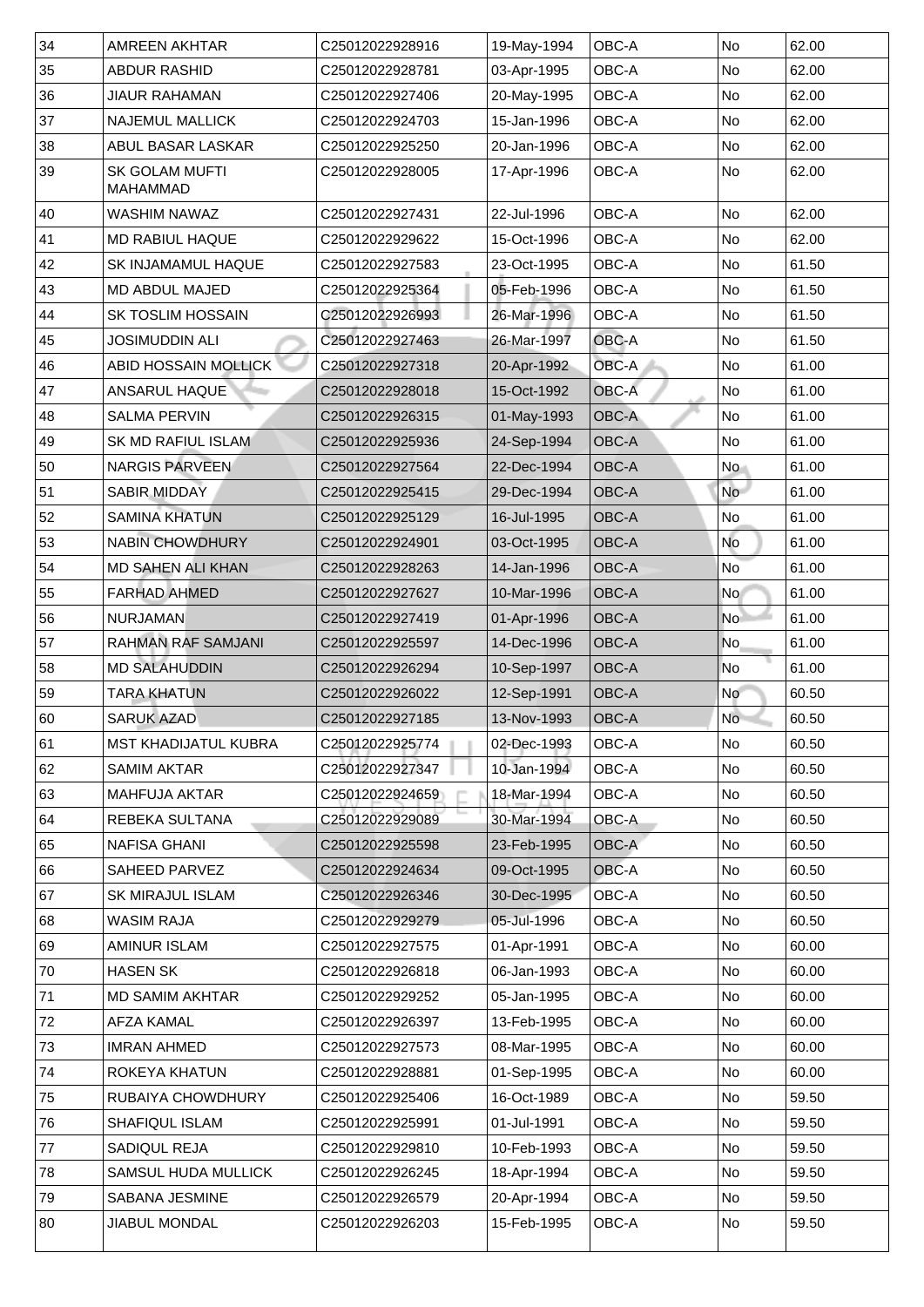| 34 | AMREEN AKHTAR | C25012022928916 | 19-May-1994 | OBC-A | No | 62.00 |
|---|---|---|---|---|---|---|
| 35 | ABDUR RASHID | C25012022928781 | 03-Apr-1995 | OBC-A | No | 62.00 |
| 36 | JIAUR RAHAMAN | C25012022927406 | 20-May-1995 | OBC-A | No | 62.00 |
| 37 | NAJEMUL MALLICK | C25012022924703 | 15-Jan-1996 | OBC-A | No | 62.00 |
| 38 | ABUL BASAR LASKAR | C25012022925250 | 20-Jan-1996 | OBC-A | No | 62.00 |
| 39 | SK GOLAM MUFTI MAHAMMAD | C25012022928005 | 17-Apr-1996 | OBC-A | No | 62.00 |
| 40 | WASHIM NAWAZ | C25012022927431 | 22-Jul-1996 | OBC-A | No | 62.00 |
| 41 | MD RABIUL HAQUE | C25012022929622 | 15-Oct-1996 | OBC-A | No | 62.00 |
| 42 | SK INJAMAMUL HAQUE | C25012022927583 | 23-Oct-1995 | OBC-A | No | 61.50 |
| 43 | MD ABDUL MAJED | C25012022925364 | 05-Feb-1996 | OBC-A | No | 61.50 |
| 44 | SK TOSLIM HOSSAIN | C25012022926993 | 26-Mar-1996 | OBC-A | No | 61.50 |
| 45 | JOSIMUDDIN ALI | C25012022927463 | 26-Mar-1997 | OBC-A | No | 61.50 |
| 46 | ABID HOSSAIN MOLLICK | C25012022927318 | 20-Apr-1992 | OBC-A | No | 61.00 |
| 47 | ANSARUL HAQUE | C25012022928018 | 15-Oct-1992 | OBC-A | No | 61.00 |
| 48 | SALMA PERVIN | C25012022926315 | 01-May-1993 | OBC-A | No | 61.00 |
| 49 | SK MD RAFIUL ISLAM | C25012022925936 | 24-Sep-1994 | OBC-A | No | 61.00 |
| 50 | NARGIS PARVEEN | C25012022927564 | 22-Dec-1994 | OBC-A | No | 61.00 |
| 51 | SABIR MIDDAY | C25012022925415 | 29-Dec-1994 | OBC-A | No | 61.00 |
| 52 | SAMINA KHATUN | C25012022925129 | 16-Jul-1995 | OBC-A | No | 61.00 |
| 53 | NABIN CHOWDHURY | C25012022924901 | 03-Oct-1995 | OBC-A | No | 61.00 |
| 54 | MD SAHEN ALI KHAN | C25012022928263 | 14-Jan-1996 | OBC-A | No | 61.00 |
| 55 | FARHAD AHMED | C25012022927627 | 10-Mar-1996 | OBC-A | No | 61.00 |
| 56 | NURJAMAN | C25012022927419 | 01-Apr-1996 | OBC-A | No | 61.00 |
| 57 | RAHMAN RAF SAMJANI | C25012022925597 | 14-Dec-1996 | OBC-A | No | 61.00 |
| 58 | MD SALAHUDDIN | C25012022926294 | 10-Sep-1997 | OBC-A | No | 61.00 |
| 59 | TARA KHATUN | C25012022926022 | 12-Sep-1991 | OBC-A | No | 60.50 |
| 60 | SARUK AZAD | C25012022927185 | 13-Nov-1993 | OBC-A | No | 60.50 |
| 61 | MST KHADIJATUL KUBRA | C25012022925774 | 02-Dec-1993 | OBC-A | No | 60.50 |
| 62 | SAMIM AKTAR | C25012022927347 | 10-Jan-1994 | OBC-A | No | 60.50 |
| 63 | MAHFUJA AKTAR | C25012022924659 | 18-Mar-1994 | OBC-A | No | 60.50 |
| 64 | REBEKA SULTANA | C25012022929089 | 30-Mar-1994 | OBC-A | No | 60.50 |
| 65 | NAFISA GHANI | C25012022925598 | 23-Feb-1995 | OBC-A | No | 60.50 |
| 66 | SAHEED PARVEZ | C25012022924634 | 09-Oct-1995 | OBC-A | No | 60.50 |
| 67 | SK MIRAJUL ISLAM | C25012022926346 | 30-Dec-1995 | OBC-A | No | 60.50 |
| 68 | WASIM RAJA | C25012022929279 | 05-Jul-1996 | OBC-A | No | 60.50 |
| 69 | AMINUR ISLAM | C25012022927575 | 01-Apr-1991 | OBC-A | No | 60.00 |
| 70 | HASEN SK | C25012022926818 | 06-Jan-1993 | OBC-A | No | 60.00 |
| 71 | MD SAMIM AKHTAR | C25012022929252 | 05-Jan-1995 | OBC-A | No | 60.00 |
| 72 | AFZA KAMAL | C25012022926397 | 13-Feb-1995 | OBC-A | No | 60.00 |
| 73 | IMRAN AHMED | C25012022927573 | 08-Mar-1995 | OBC-A | No | 60.00 |
| 74 | ROKEYA KHATUN | C25012022928881 | 01-Sep-1995 | OBC-A | No | 60.00 |
| 75 | RUBAIYA CHOWDHURY | C25012022925406 | 16-Oct-1989 | OBC-A | No | 59.50 |
| 76 | SHAFIQUL ISLAM | C25012022925991 | 01-Jul-1991 | OBC-A | No | 59.50 |
| 77 | SADIQUL REJA | C25012022929810 | 10-Feb-1993 | OBC-A | No | 59.50 |
| 78 | SAMSUL HUDA MULLICK | C25012022926245 | 18-Apr-1994 | OBC-A | No | 59.50 |
| 79 | SABANA JESMINE | C25012022926579 | 20-Apr-1994 | OBC-A | No | 59.50 |
| 80 | JIABUL MONDAL | C25012022926203 | 15-Feb-1995 | OBC-A | No | 59.50 |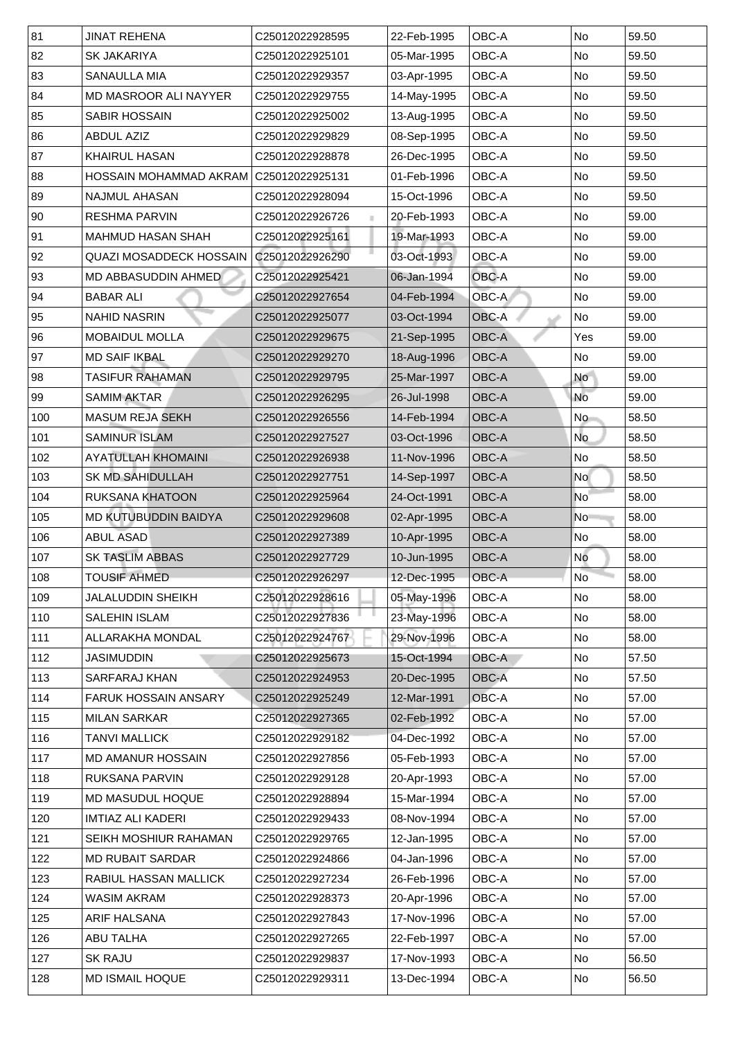| 81 | JINAT REHENA | C25012022928595 | 22-Feb-1995 | OBC-A | No | 59.50 |
|---|---|---|---|---|---|---|
| 82 | SK JAKARIYA | C25012022925101 | 05-Mar-1995 | OBC-A | No | 59.50 |
| 83 | SANAULLA MIA | C25012022929357 | 03-Apr-1995 | OBC-A | No | 59.50 |
| 84 | MD MASROOR ALI NAYYER | C25012022929755 | 14-May-1995 | OBC-A | No | 59.50 |
| 85 | SABIR HOSSAIN | C25012022925002 | 13-Aug-1995 | OBC-A | No | 59.50 |
| 86 | ABDUL AZIZ | C25012022929829 | 08-Sep-1995 | OBC-A | No | 59.50 |
| 87 | KHAIRUL HASAN | C25012022928878 | 26-Dec-1995 | OBC-A | No | 59.50 |
| 88 | HOSSAIN MOHAMMAD AKRAM | C25012022925131 | 01-Feb-1996 | OBC-A | No | 59.50 |
| 89 | NAJMUL AHASAN | C25012022928094 | 15-Oct-1996 | OBC-A | No | 59.50 |
| 90 | RESHMA PARVIN | C25012022926726 | 20-Feb-1993 | OBC-A | No | 59.00 |
| 91 | MAHMUD HASAN SHAH | C25012022925161 | 19-Mar-1993 | OBC-A | No | 59.00 |
| 92 | QUAZI MOSADDECK HOSSAIN | C25012022926290 | 03-Oct-1993 | OBC-A | No | 59.00 |
| 93 | MD ABBASUDDIN AHMED | C25012022925421 | 06-Jan-1994 | OBC-A | No | 59.00 |
| 94 | BABAR ALI | C25012022927654 | 04-Feb-1994 | OBC-A | No | 59.00 |
| 95 | NAHID NASRIN | C25012022925077 | 03-Oct-1994 | OBC-A | No | 59.00 |
| 96 | MOBAIDUL MOLLA | C25012022929675 | 21-Sep-1995 | OBC-A | Yes | 59.00 |
| 97 | MD SAIF IKBAL | C25012022929270 | 18-Aug-1996 | OBC-A | No | 59.00 |
| 98 | TASIFUR RAHAMAN | C25012022929795 | 25-Mar-1997 | OBC-A | No | 59.00 |
| 99 | SAMIM AKTAR | C25012022926295 | 26-Jul-1998 | OBC-A | No | 59.00 |
| 100 | MASUM REJA SEKH | C25012022926556 | 14-Feb-1994 | OBC-A | No | 58.50 |
| 101 | SAMINUR ISLAM | C25012022927527 | 03-Oct-1996 | OBC-A | No | 58.50 |
| 102 | AYATULLAH KHOMAINI | C25012022926938 | 11-Nov-1996 | OBC-A | No | 58.50 |
| 103 | SK MD SAHIDULLAH | C25012022927751 | 14-Sep-1997 | OBC-A | No | 58.50 |
| 104 | RUKSANA KHATOON | C25012022925964 | 24-Oct-1991 | OBC-A | No | 58.00 |
| 105 | MD KUTUBUDDIN BAIDYA | C25012022929608 | 02-Apr-1995 | OBC-A | No | 58.00 |
| 106 | ABUL ASAD | C25012022927389 | 10-Apr-1995 | OBC-A | No | 58.00 |
| 107 | SK TASLIM ABBAS | C25012022927729 | 10-Jun-1995 | OBC-A | No | 58.00 |
| 108 | TOUSIF AHMED | C25012022926297 | 12-Dec-1995 | OBC-A | No | 58.00 |
| 109 | JALALUDDIN SHEIKH | C25012022928616 | 05-May-1996 | OBC-A | No | 58.00 |
| 110 | SALEHIN ISLAM | C25012022927836 | 23-May-1996 | OBC-A | No | 58.00 |
| 111 | ALLARAKHA MONDAL | C25012022924767 | 29-Nov-1996 | OBC-A | No | 58.00 |
| 112 | JASIMUDDIN | C25012022925673 | 15-Oct-1994 | OBC-A | No | 57.50 |
| 113 | SARFARAJ KHAN | C25012022924953 | 20-Dec-1995 | OBC-A | No | 57.50 |
| 114 | FARUK HOSSAIN ANSARY | C25012022925249 | 12-Mar-1991 | OBC-A | No | 57.00 |
| 115 | MILAN SARKAR | C25012022927365 | 02-Feb-1992 | OBC-A | No | 57.00 |
| 116 | TANVI MALLICK | C25012022929182 | 04-Dec-1992 | OBC-A | No | 57.00 |
| 117 | MD AMANUR HOSSAIN | C25012022927856 | 05-Feb-1993 | OBC-A | No | 57.00 |
| 118 | RUKSANA PARVIN | C25012022929128 | 20-Apr-1993 | OBC-A | No | 57.00 |
| 119 | MD MASUDUL HOQUE | C25012022928894 | 15-Mar-1994 | OBC-A | No | 57.00 |
| 120 | IMTIAZ ALI KADERI | C25012022929433 | 08-Nov-1994 | OBC-A | No | 57.00 |
| 121 | SEIKH MOSHIUR RAHAMAN | C25012022929765 | 12-Jan-1995 | OBC-A | No | 57.00 |
| 122 | MD RUBAIT SARDAR | C25012022924866 | 04-Jan-1996 | OBC-A | No | 57.00 |
| 123 | RABIUL HASSAN MALLICK | C25012022927234 | 26-Feb-1996 | OBC-A | No | 57.00 |
| 124 | WASIM AKRAM | C25012022928373 | 20-Apr-1996 | OBC-A | No | 57.00 |
| 125 | ARIF HALSANA | C25012022927843 | 17-Nov-1996 | OBC-A | No | 57.00 |
| 126 | ABU TALHA | C25012022927265 | 22-Feb-1997 | OBC-A | No | 57.00 |
| 127 | SK RAJU | C25012022929837 | 17-Nov-1993 | OBC-A | No | 56.50 |
| 128 | MD ISMAIL HOQUE | C25012022929311 | 13-Dec-1994 | OBC-A | No | 56.50 |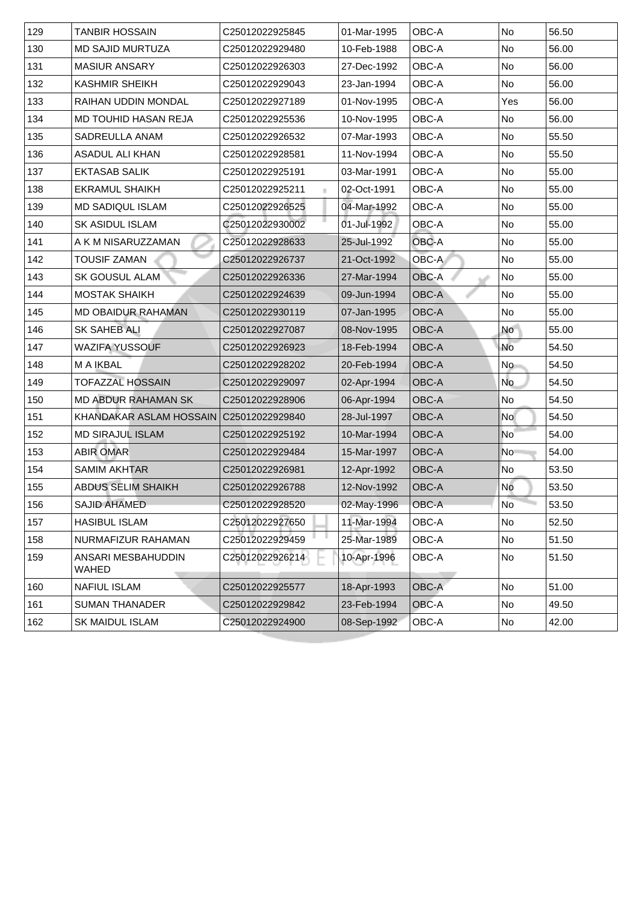| | | | | | | |
|---|---|---|---|---|---|---|
| 129 | TANBIR HOSSAIN | C25012022925845 | 01-Mar-1995 | OBC-A | No | 56.50 |
| 130 | MD SAJID MURTUZA | C25012022929480 | 10-Feb-1988 | OBC-A | No | 56.00 |
| 131 | MASIUR ANSARY | C25012022926303 | 27-Dec-1992 | OBC-A | No | 56.00 |
| 132 | KASHMIR SHEIKH | C25012022929043 | 23-Jan-1994 | OBC-A | No | 56.00 |
| 133 | RAIHAN UDDIN MONDAL | C25012022927189 | 01-Nov-1995 | OBC-A | Yes | 56.00 |
| 134 | MD TOUHID HASAN REJA | C25012022925536 | 10-Nov-1995 | OBC-A | No | 56.00 |
| 135 | SADREULLA ANAM | C25012022926532 | 07-Mar-1993 | OBC-A | No | 55.50 |
| 136 | ASADUL ALI KHAN | C25012022928581 | 11-Nov-1994 | OBC-A | No | 55.50 |
| 137 | EKTASAB SALIK | C25012022925191 | 03-Mar-1991 | OBC-A | No | 55.00 |
| 138 | EKRAMUL SHAIKH | C25012022925211 | 02-Oct-1991 | OBC-A | No | 55.00 |
| 139 | MD SADIQUL ISLAM | C25012022926525 | 04-Mar-1992 | OBC-A | No | 55.00 |
| 140 | SK ASIDUL ISLAM | C25012022930002 | 01-Jul-1992 | OBC-A | No | 55.00 |
| 141 | A K M NISARUZZAMAN | C25012022928633 | 25-Jul-1992 | OBC-A | No | 55.00 |
| 142 | TOUSIF ZAMAN | C25012022926737 | 21-Oct-1992 | OBC-A | No | 55.00 |
| 143 | SK GOUSUL ALAM | C25012022926336 | 27-Mar-1994 | OBC-A | No | 55.00 |
| 144 | MOSTAK SHAIKH | C25012022924639 | 09-Jun-1994 | OBC-A | No | 55.00 |
| 145 | MD OBAIDUR RAHAMAN | C25012022930119 | 07-Jan-1995 | OBC-A | No | 55.00 |
| 146 | SK SAHEB ALI | C25012022927087 | 08-Nov-1995 | OBC-A | No | 55.00 |
| 147 | WAZIFA YUSSOUF | C25012022926923 | 18-Feb-1994 | OBC-A | No | 54.50 |
| 148 | M A IKBAL | C25012022928202 | 20-Feb-1994 | OBC-A | No | 54.50 |
| 149 | TOFAZZAL HOSSAIN | C25012022929097 | 02-Apr-1994 | OBC-A | No | 54.50 |
| 150 | MD ABDUR RAHAMAN SK | C25012022928906 | 06-Apr-1994 | OBC-A | No | 54.50 |
| 151 | KHANDAKAR ASLAM HOSSAIN | C25012022929840 | 28-Jul-1997 | OBC-A | No | 54.50 |
| 152 | MD SIRAJUL ISLAM | C25012022925192 | 10-Mar-1994 | OBC-A | No | 54.00 |
| 153 | ABIR OMAR | C25012022929484 | 15-Mar-1997 | OBC-A | No | 54.00 |
| 154 | SAMIM AKHTAR | C25012022926981 | 12-Apr-1992 | OBC-A | No | 53.50 |
| 155 | ABDUS SELIM SHAIKH | C25012022926788 | 12-Nov-1992 | OBC-A | No | 53.50 |
| 156 | SAJID AHAMED | C25012022928520 | 02-May-1996 | OBC-A | No | 53.50 |
| 157 | HASIBUL ISLAM | C25012022927650 | 11-Mar-1994 | OBC-A | No | 52.50 |
| 158 | NURMAFIZUR RAHAMAN | C25012022929459 | 25-Mar-1989 | OBC-A | No | 51.50 |
| 159 | ANSARI MESBAHUDDIN WAHED | C25012022926214 | 10-Apr-1996 | OBC-A | No | 51.50 |
| 160 | NAFIUL ISLAM | C25012022925577 | 18-Apr-1993 | OBC-A | No | 51.00 |
| 161 | SUMAN THANADER | C25012022929842 | 23-Feb-1994 | OBC-A | No | 49.50 |
| 162 | SK MAIDUL ISLAM | C25012022924900 | 08-Sep-1992 | OBC-A | No | 42.00 |